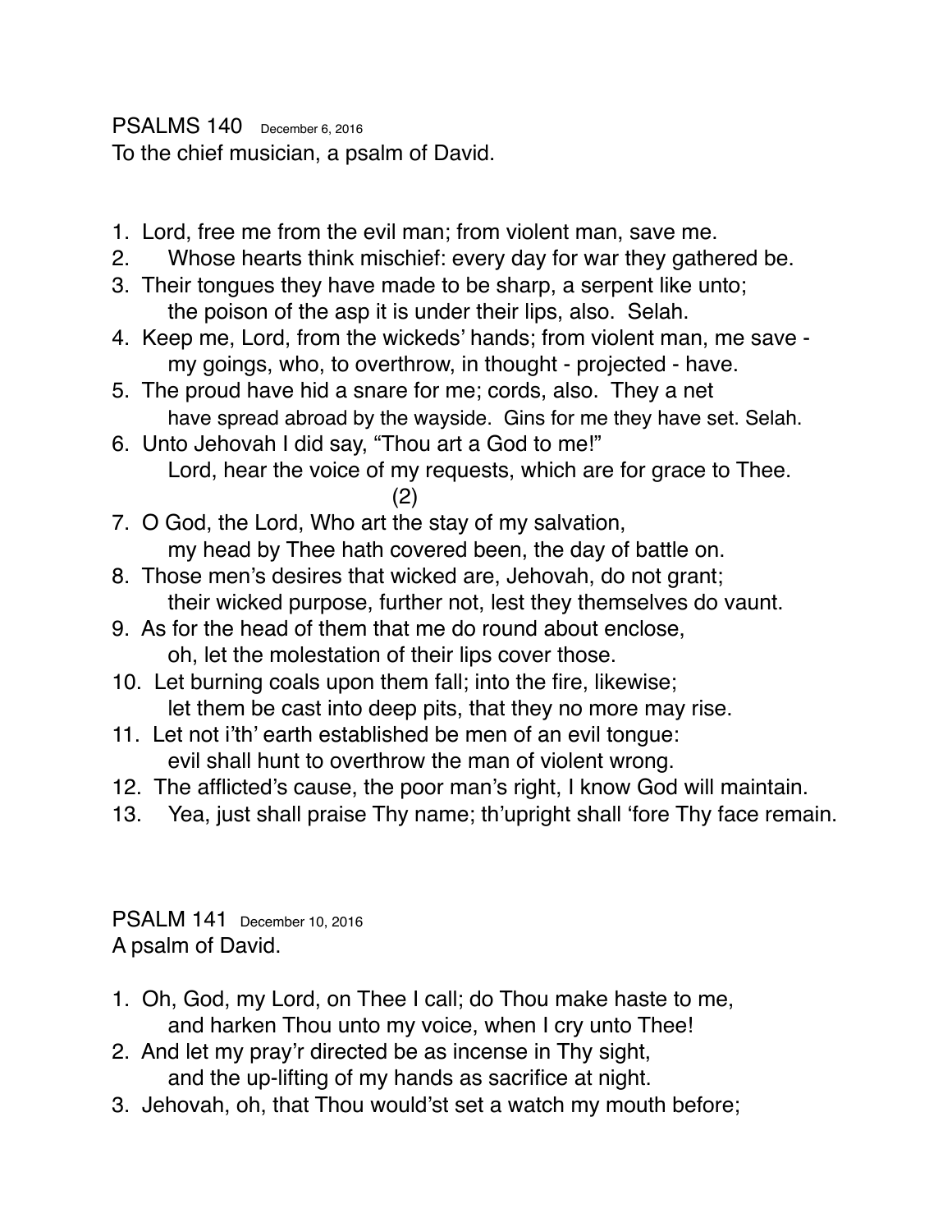## PSALMS 140 December 6, 2016

To the chief musician, a psalm of David.

1. Lord, free me from the evil man; from violent man, save me.
2. Whose hearts think mischief: every day for war they gathered be.
3. Their tongues they have made to be sharp, a serpent like unto;
   the poison of the asp it is under their lips, also. Selah.
4. Keep me, Lord, from the wickeds' hands; from violent man, me save -
   my goings, who, to overthrow, in thought - projected - have.
5. The proud have hid a snare for me; cords, also. They a net
   have spread abroad by the wayside. Gins for me they have set. Selah.
6. Unto Jehovah I did say, "Thou art a God to me!"
   Lord, hear the voice of my requests, which are for grace to Thee.

(2)

7. O God, the Lord, Who art the stay of my salvation,
   my head by Thee hath covered been, the day of battle on.
8. Those men's desires that wicked are, Jehovah, do not grant;
   their wicked purpose, further not, lest they themselves do vaunt.
9. As for the head of them that me do round about enclose,
   oh, let the molestation of their lips cover those.
10. Let burning coals upon them fall; into the fire, likewise;
    let them be cast into deep pits, that they no more may rise.
11. Let not i'th' earth established be men of an evil tongue:
    evil shall hunt to overthrow the man of violent wrong.
12. The afflicted's cause, the poor man's right, I know God will maintain.
13. Yea, just shall praise Thy name; th'upright shall 'fore Thy face remain.

## PSALM 141 December 10, 2016

A psalm of David.

1. Oh, God, my Lord, on Thee I call; do Thou make haste to me,
   and harken Thou unto my voice, when I cry unto Thee!
2. And let my pray'r directed be as incense in Thy sight,
   and the up-lifting of my hands as sacrifice at night.
3. Jehovah, oh, that Thou would'st set a watch my mouth before;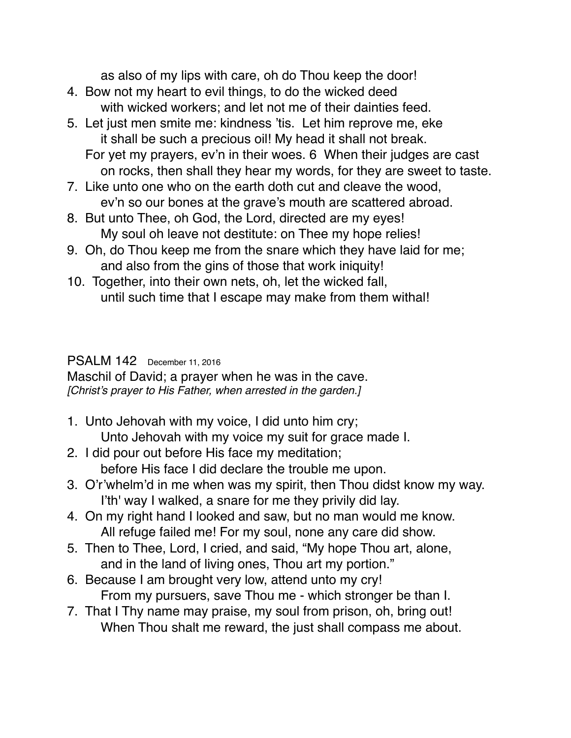as also of my lips with care, oh do Thou keep the door!

4. Bow not my heart to evil things, to do the wicked deed
   with wicked workers; and let not me of their dainties feed.
5. Let just men smite me: kindness ’tis. Let him reprove me, eke
   it shall be such a precious oil! My head it shall not break.
   For yet my prayers, ev’n in their woes. 6 When their judges are cast
   on rocks, then shall they hear my words, for they are sweet to taste.
7. Like unto one who on the earth doth cut and cleave the wood,
   ev’n so our bones at the grave’s mouth are scattered abroad.
8. But unto Thee, oh God, the Lord, directed are my eyes!
   My soul oh leave not destitute: on Thee my hope relies!
9. Oh, do Thou keep me from the snare which they have laid for me;
   and also from the gins of those that work iniquity!
10. Together, into their own nets, oh, let the wicked fall,
    until such time that I escape may make from them withal!

## PSALM 142 December 11, 2016

Maschil of David; a prayer when he was in the cave.
*[Christ’s prayer to His Father, when arrested in the garden.]*

1. Unto Jehovah with my voice, I did unto him cry;
   Unto Jehovah with my voice my suit for grace made I.
2. I did pour out before His face my meditation;
   before His face I did declare the trouble me upon.
3. O’r’whelm’d in me when was my spirit, then Thou didst know my way.
   I’th' way I walked, a snare for me they privily did lay.
4. On my right hand I looked and saw, but no man would me know.
   All refuge failed me! For my soul, none any care did show.
5. Then to Thee, Lord, I cried, and said, “My hope Thou art, alone,
   and in the land of living ones, Thou art my portion.”
6. Because I am brought very low, attend unto my cry!
   From my pursuers, save Thou me - which stronger be than I.
7. That I Thy name may praise, my soul from prison, oh, bring out!
   When Thou shalt me reward, the just shall compass me about.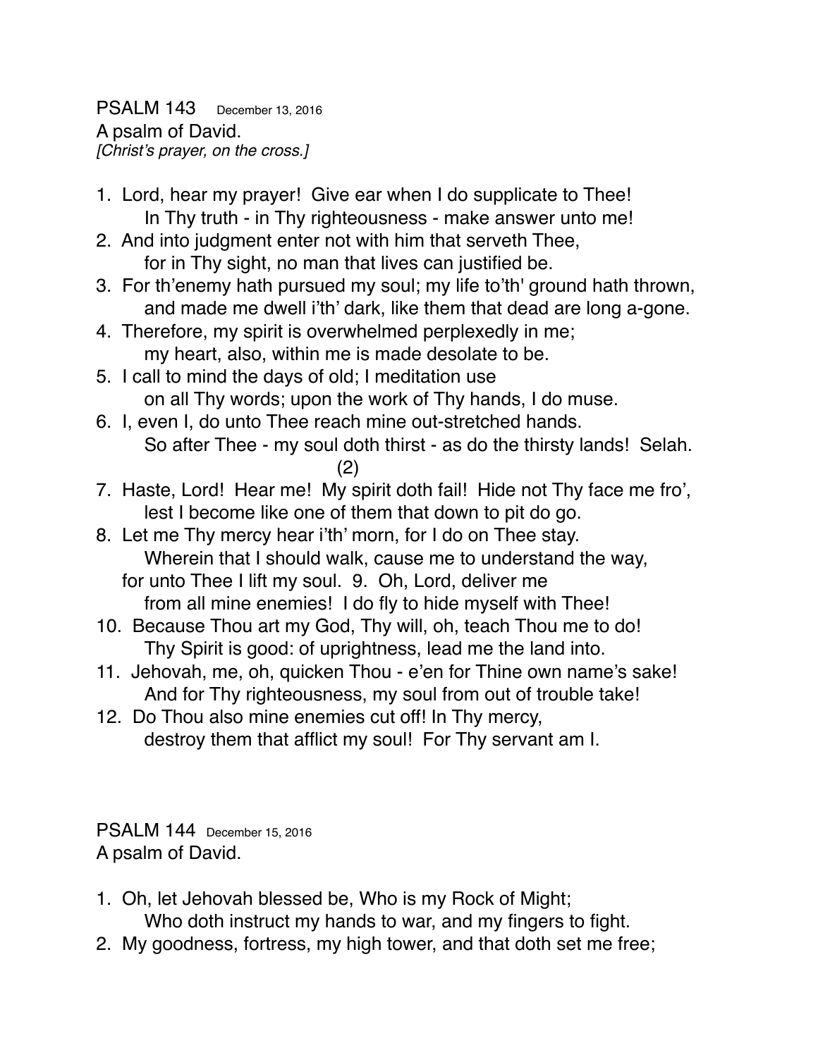PSALM 143 December 13, 2016
A psalm of David.
*[Christ's prayer, on the cross.]*

1. Lord, hear my prayer! Give ear when I do supplicate to Thee!
   In Thy truth - in Thy righteousness - make answer unto me!
2. And into judgment enter not with him that serveth Thee,
   for in Thy sight, no man that lives can justified be.
3. For th'enemy hath pursued my soul; my life to'th' ground hath thrown,
   and made me dwell i'th' dark, like them that dead are long a-gone.
4. Therefore, my spirit is overwhelmed perplexedly in me;
   my heart, also, within me is made desolate to be.
5. I call to mind the days of old; I meditation use
   on all Thy words; upon the work of Thy hands, I do muse.
6. I, even I, do unto Thee reach mine out-stretched hands.
   So after Thee - my soul doth thirst - as do the thirsty lands! Selah.

(2)

7. Haste, Lord! Hear me! My spirit doth fail! Hide not Thy face me fro',
   lest I become like one of them that down to pit do go.
8. Let me Thy mercy hear i'th' morn, for I do on Thee stay.
   Wherein that I should walk, cause me to understand the way,
   for unto Thee I lift my soul. 9. Oh, Lord, deliver me
   from all mine enemies! I do fly to hide myself with Thee!
10. Because Thou art my God, Thy will, oh, teach Thou me to do!
    Thy Spirit is good: of uprightness, lead me the land into.
11. Jehovah, me, oh, quicken Thou - e'en for Thine own name's sake!
    And for Thy righteousness, my soul from out of trouble take!
12. Do Thou also mine enemies cut off! In Thy mercy,
    destroy them that afflict my soul! For Thy servant am I.

PSALM 144 December 15, 2016
A psalm of David.

1. Oh, let Jehovah blessed be, Who is my Rock of Might;
   Who doth instruct my hands to war, and my fingers to fight.
2. My goodness, fortress, my high tower, and that doth set me free;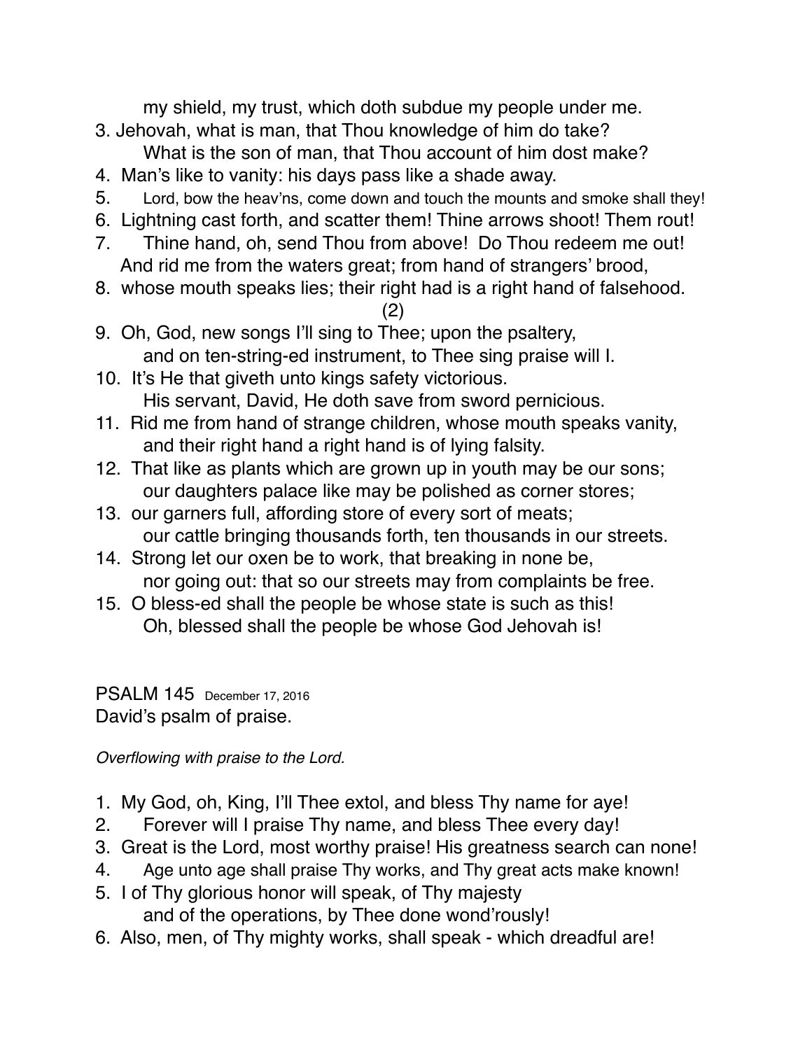my shield, my trust, which doth subdue my people under me.

3. Jehovah, what is man, that Thou knowledge of him do take?
   What is the son of man, that Thou account of him dost make?
4. Man's like to vanity: his days pass like a shade away.
5. Lord, bow the heav'ns, come down and touch the mounts and smoke shall they!
6. Lightning cast forth, and scatter them! Thine arrows shoot! Them rout!
7. Thine hand, oh, send Thou from above! Do Thou redeem me out!
   And rid me from the waters great; from hand of strangers' brood,
8. whose mouth speaks lies; their right had is a right hand of falsehood.

(2)

9. Oh, God, new songs I'll sing to Thee; upon the psaltery,
   and on ten-string-ed instrument, to Thee sing praise will I.
10. It's He that giveth unto kings safety victorious.
    His servant, David, He doth save from sword pernicious.
11. Rid me from hand of strange children, whose mouth speaks vanity,
    and their right hand a right hand is of lying falsity.
12. That like as plants which are grown up in youth may be our sons;
    our daughters palace like may be polished as corner stores;
13. our garners full, affording store of every sort of meats;
    our cattle bringing thousands forth, ten thousands in our streets.
14. Strong let our oxen be to work, that breaking in none be,
    nor going out: that so our streets may from complaints be free.
15. O bless-ed shall the people be whose state is such as this!
    Oh, blessed shall the people be whose God Jehovah is!

PSALM 145 December 17, 2016

David's psalm of praise.

*Overflowing with praise to the Lord.*

1. My God, oh, King, I'll Thee extol, and bless Thy name for aye!
2. Forever will I praise Thy name, and bless Thee every day!
3. Great is the Lord, most worthy praise! His greatness search can none!
4. Age unto age shall praise Thy works, and Thy great acts make known!
5. I of Thy glorious honor will speak, of Thy majesty
   and of the operations, by Thee done wond'rously!
6. Also, men, of Thy mighty works, shall speak - which dreadful are!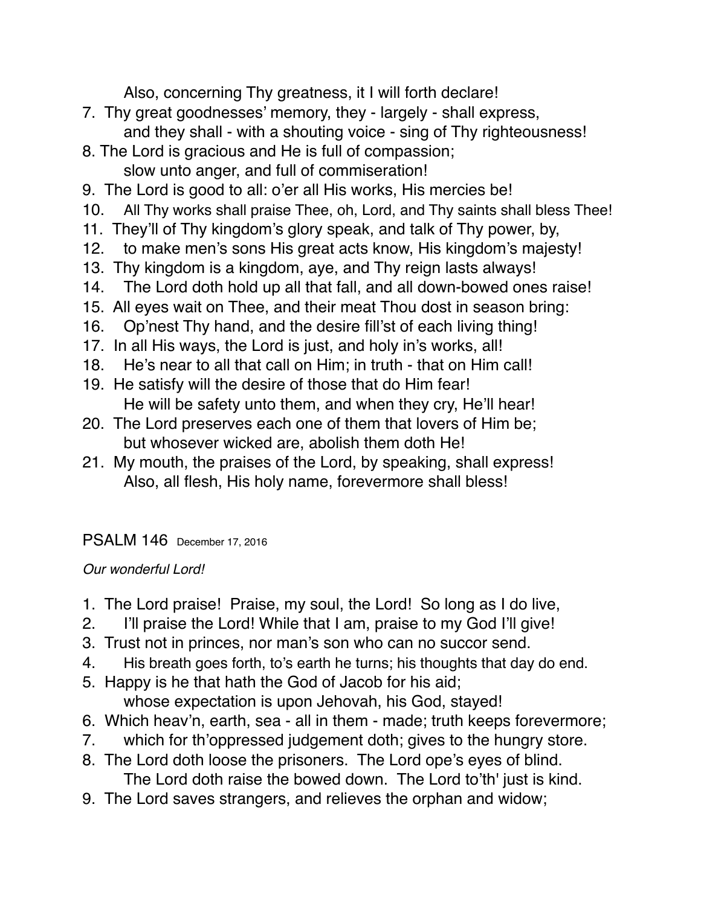Also, concerning Thy greatness, it I will forth declare!

7. Thy great goodnesses' memory, they - largely - shall express,
   and they shall - with a shouting voice - sing of Thy righteousness!
8. The Lord is gracious and He is full of compassion;
   slow unto anger, and full of commiseration!
9. The Lord is good to all: o'er all His works, His mercies be!
10. All Thy works shall praise Thee, oh, Lord, and Thy saints shall bless Thee!
11. They'll of Thy kingdom's glory speak, and talk of Thy power, by,
12. to make men's sons His great acts know, His kingdom's majesty!
13. Thy kingdom is a kingdom, aye, and Thy reign lasts always!
14. The Lord doth hold up all that fall, and all down-bowed ones raise!
15. All eyes wait on Thee, and their meat Thou dost in season bring:
16. Op'nest Thy hand, and the desire fill'st of each living thing!
17. In all His ways, the Lord is just, and holy in's works, all!
18. He's near to all that call on Him; in truth - that on Him call!
19. He satisfy will the desire of those that do Him fear!
    He will be safety unto them, and when they cry, He'll hear!
20. The Lord preserves each one of them that lovers of Him be;
    but whosever wicked are, abolish them doth He!
21. My mouth, the praises of the Lord, by speaking, shall express!
    Also, all flesh, His holy name, forevermore shall bless!

## PSALM 146 December 17, 2016

*Our wonderful Lord!*

1. The Lord praise! Praise, my soul, the Lord! So long as I do live,
2. I'll praise the Lord! While that I am, praise to my God I'll give!
3. Trust not in princes, nor man's son who can no succor send.
4. His breath goes forth, to's earth he turns; his thoughts that day do end.
5. Happy is he that hath the God of Jacob for his aid;
   whose expectation is upon Jehovah, his God, stayed!
6. Which heav'n, earth, sea - all in them - made; truth keeps forevermore;
7. which for th'oppressed judgement doth; gives to the hungry store.
8. The Lord doth loose the prisoners. The Lord ope's eyes of blind.
   The Lord doth raise the bowed down. The Lord to'th' just is kind.
9. The Lord saves strangers, and relieves the orphan and widow;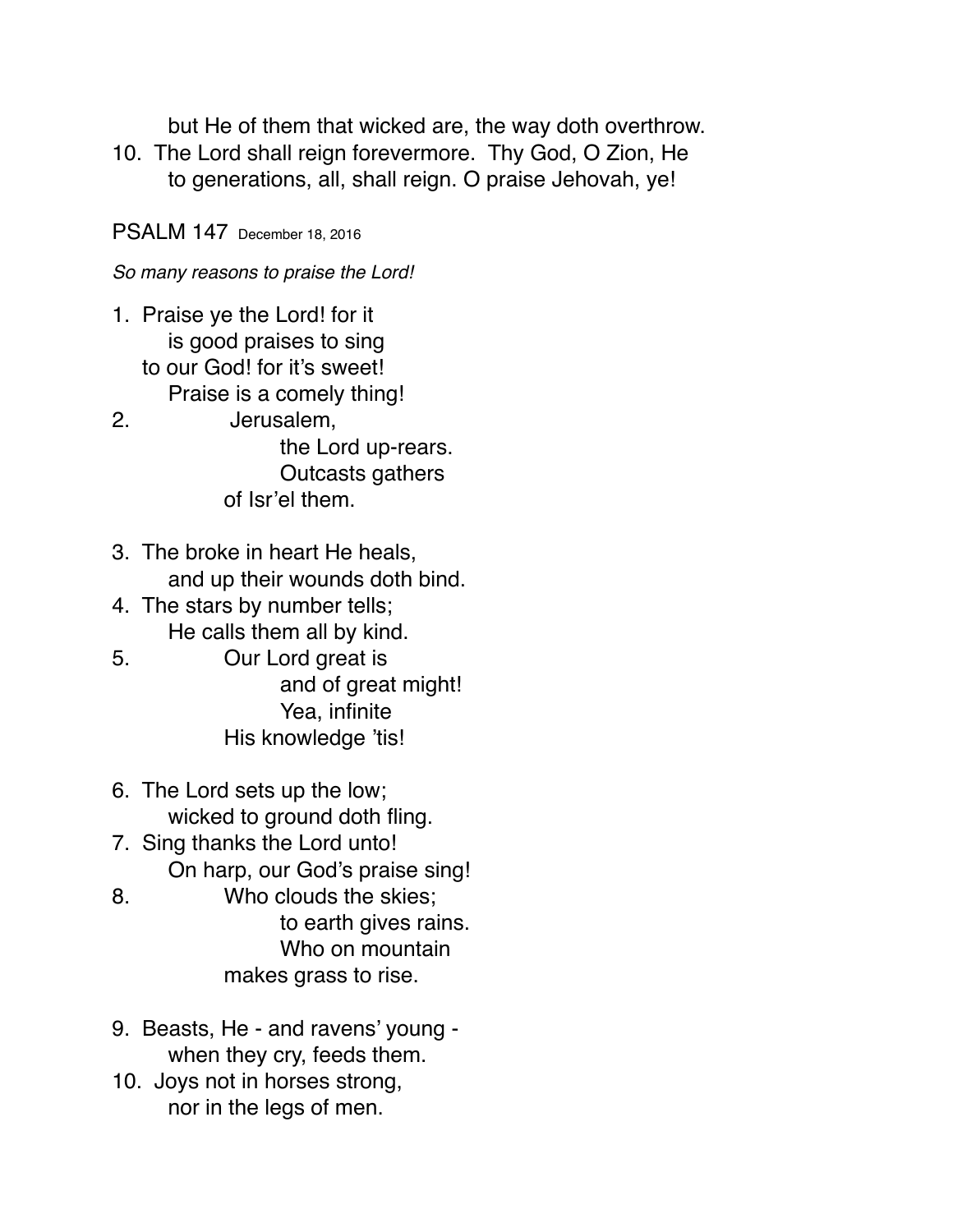but He of them that wicked are, the way doth overthrow.

10. The Lord shall reign forevermore. Thy God, O Zion, He
    to generations, all, shall reign. O praise Jehovah, ye!

PSALM 147 December 18, 2016

*So many reasons to praise the Lord!*

1. Praise ye the Lord! for it
   is good praises to sing
   to our God! for it's sweet!
   Praise is a comely thing!
2. Jerusalem,
   the Lord up-rears.
   Outcasts gathers
   of Isr'el them.

3. The broke in heart He heals,
   and up their wounds doth bind.
4. The stars by number tells;
   He calls them all by kind.
5. Our Lord great is
   and of great might!
   Yea, infinite
   His knowledge 'tis!

6. The Lord sets up the low;
   wicked to ground doth fling.
7. Sing thanks the Lord unto!
   On harp, our God's praise sing!
8. Who clouds the skies;
   to earth gives rains.
   Who on mountain
   makes grass to rise.

9. Beasts, He - and ravens' young -
   when they cry, feeds them.
10. Joys not in horses strong,
    nor in the legs of men.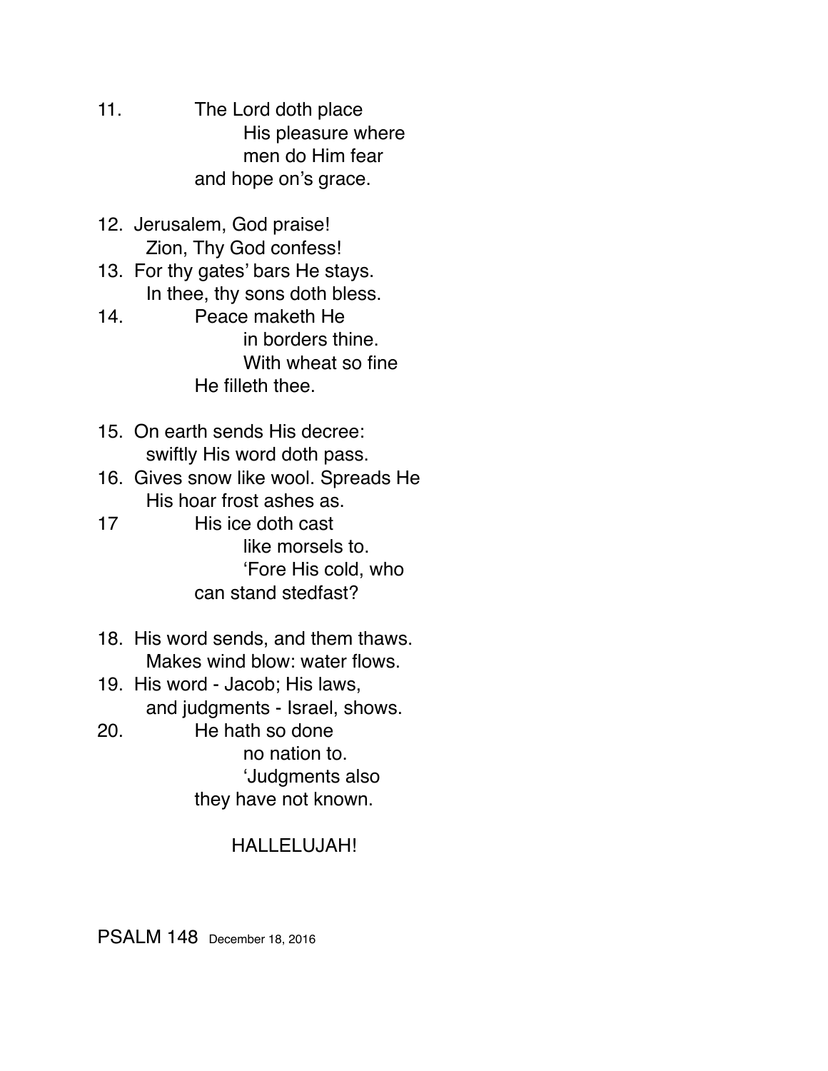11. The Lord doth place
    His pleasure where
    men do Him fear
    and hope on's grace.

12. Jerusalem, God praise!
    Zion, Thy God confess!
13. For thy gates' bars He stays.
    In thee, thy sons doth bless.
14. Peace maketh He
    in borders thine.
    With wheat so fine
    He filleth thee.

15. On earth sends His decree:
    swiftly His word doth pass.
16. Gives snow like wool. Spreads He
    His hoar frost ashes as.
17 His ice doth cast
    like morsels to.
    'Fore His cold, who
    can stand stedfast?

18. His word sends, and them thaws.
    Makes wind blow: water flows.
19. His word - Jacob; His laws,
    and judgments - Israel, shows.
20. He hath so done
    no nation to.
    'Judgments also
    they have not known.

HALLELUJAH!

PSALM 148 December 18, 2016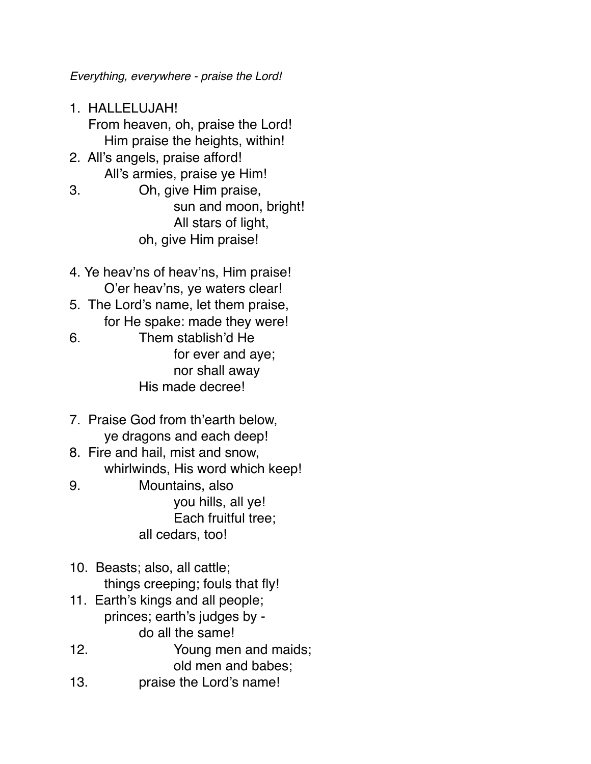*Everything, everywhere - praise the Lord!*

1. HALLELUJAH!
 From heaven, oh, praise the Lord!
  Him praise the heights, within!
2. All's angels, praise afford!
  All's armies, praise ye Him!
3.   Oh, give Him praise,
   sun and moon, bright!
   All stars of light,
  oh, give Him praise!

4. Ye heav'ns of heav'ns, Him praise!
  O'er heav'ns, ye waters clear!
5. The Lord's name, let them praise,
  for He spake: made they were!
6.   Them stablish'd He
   for ever and aye;
   nor shall away
  His made decree!

7. Praise God from th'earth below,
  ye dragons and each deep!
8. Fire and hail, mist and snow,
  whirlwinds, His word which keep!
9.   Mountains, also
   you hills, all ye!
   Each fruitful tree;
  all cedars, too!

10. Beasts; also, all cattle;
  things creeping; fouls that fly!
11. Earth's kings and all people;
  princes; earth's judges by -
   do all the same!
12.   Young men and maids;
   old men and babes;
13.  praise the Lord's name!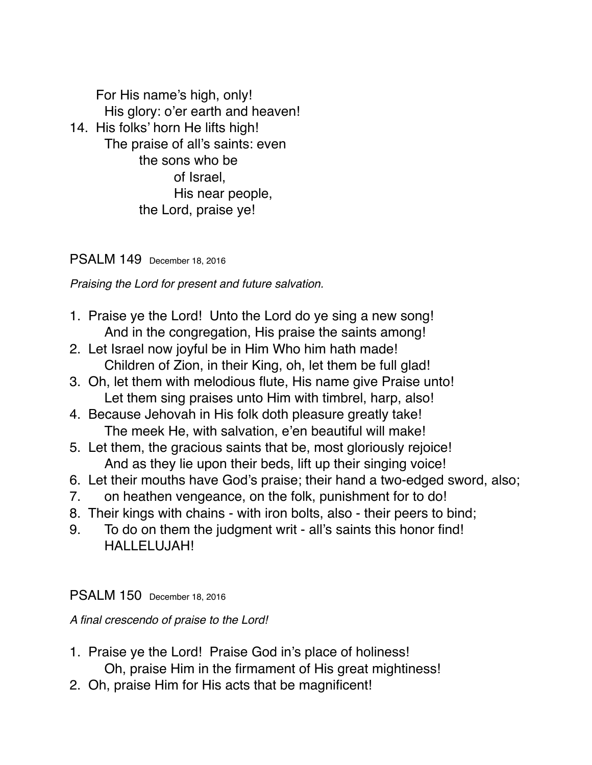For His name's high, only!
His glory: o'er earth and heaven!

14. His folks' horn He lifts high!
The praise of all's saints: even
the sons who be
of Israel,
His near people,
the Lord, praise ye!

## PSALM 149 December 18, 2016

*Praising the Lord for present and future salvation.*

1. Praise ye the Lord! Unto the Lord do ye sing a new song!
And in the congregation, His praise the saints among!
2. Let Israel now joyful be in Him Who him hath made!
Children of Zion, in their King, oh, let them be full glad!
3. Oh, let them with melodious flute, His name give Praise unto!
Let them sing praises unto Him with timbrel, harp, also!
4. Because Jehovah in His folk doth pleasure greatly take!
The meek He, with salvation, e'en beautiful will make!
5. Let them, the gracious saints that be, most gloriously rejoice!
And as they lie upon their beds, lift up their singing voice!
6. Let their mouths have God's praise; their hand a two-edged sword, also;
7. on heathen vengeance, on the folk, punishment for to do!
8. Their kings with chains - with iron bolts, also - their peers to bind;
9. To do on them the judgment writ - all's saints this honor find!
HALLELUJAH!

## PSALM 150 December 18, 2016

*A final crescendo of praise to the Lord!*

1. Praise ye the Lord! Praise God in's place of holiness!
Oh, praise Him in the firmament of His great mightiness!
2. Oh, praise Him for His acts that be magnificent!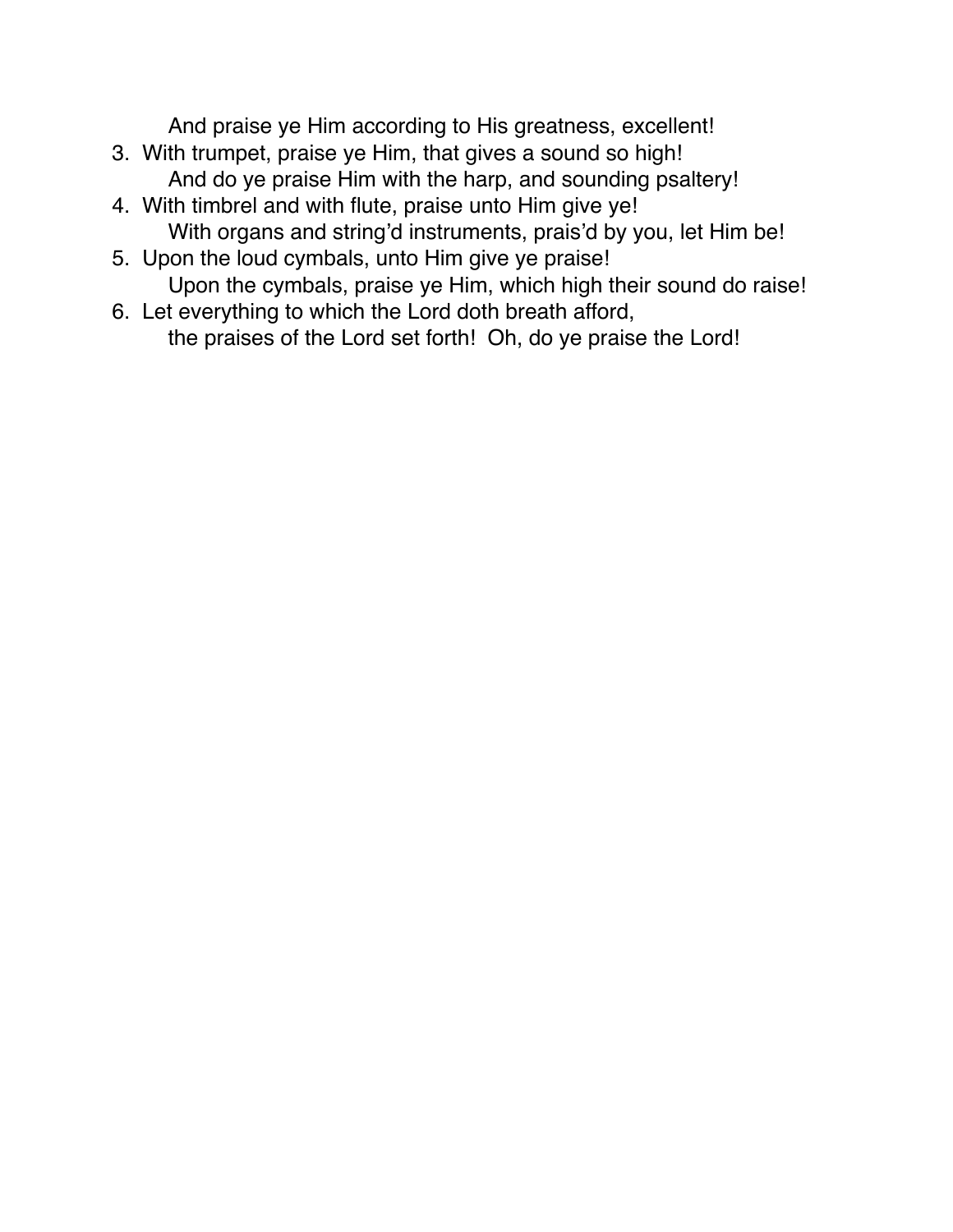And praise ye Him according to His greatness, excellent!

3. With trumpet, praise ye Him, that gives a sound so high!
   And do ye praise Him with the harp, and sounding psaltery!
4. With timbrel and with flute, praise unto Him give ye!
   With organs and string'd instruments, prais'd by you, let Him be!
5. Upon the loud cymbals, unto Him give ye praise!
   Upon the cymbals, praise ye Him, which high their sound do raise!
6. Let everything to which the Lord doth breath afford,
   the praises of the Lord set forth! Oh, do ye praise the Lord!